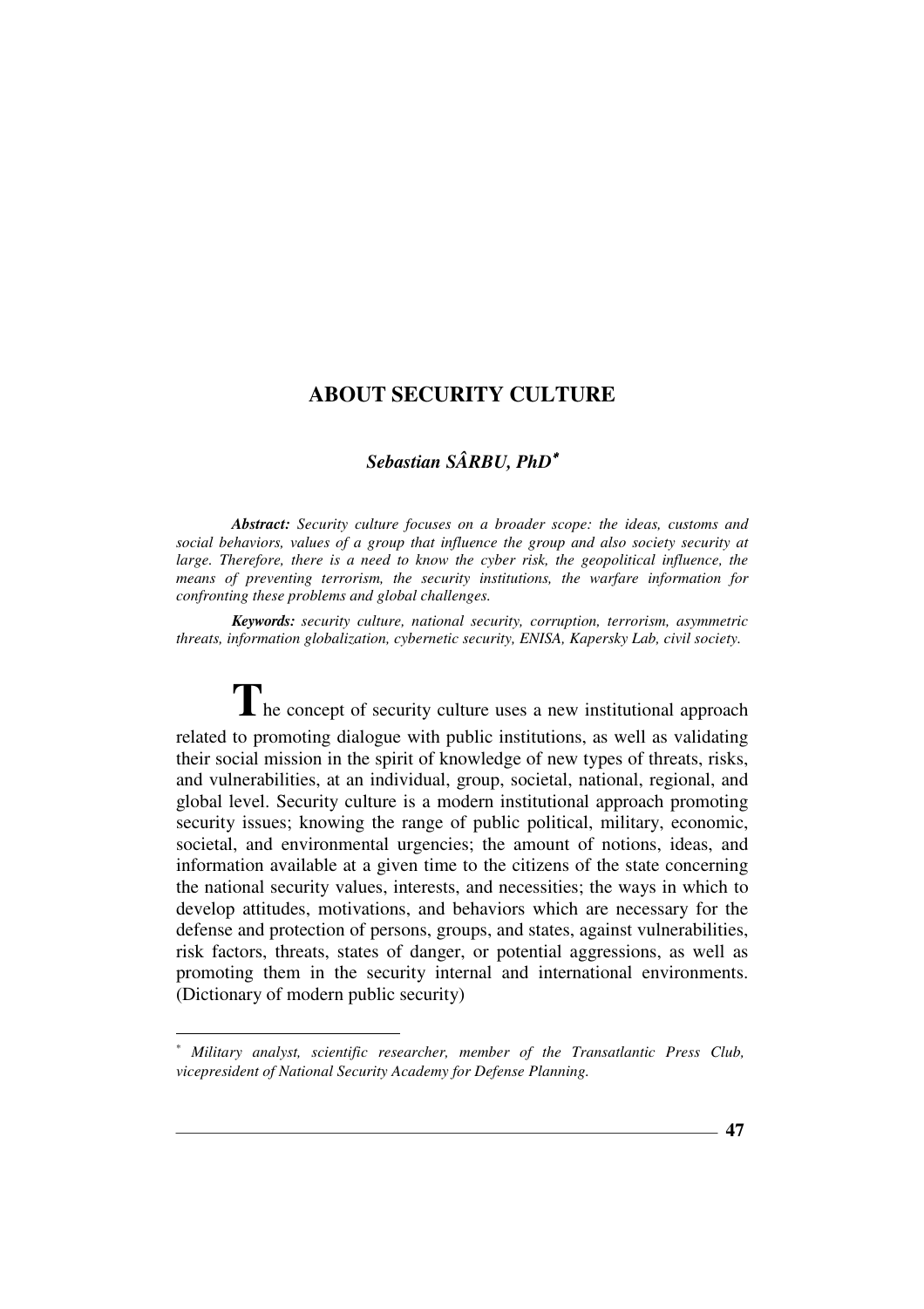# ABOUT SECURITY CULTURE

***Sebastian SÂRBU, PhD*** [*]

***Abstract:*** *Security culture focuses on a broader scope: the ideas, customs and social behaviors, values of a group that influence the group and also society security at large. Therefore, there is a need to know the cyber risk, the geopolitical influence, the means of preventing terrorism, the security institutions, the warfare information for confronting these problems and global challenges.*

***Keywords:*** *security culture, national security, corruption, terrorism, asymmetric threats, information globalization, cybernetic security, ENISA, Kapersky Lab, civil society.*

The concept of security culture uses a new institutional approach related to promoting dialogue with public institutions, as well as validating their social mission in the spirit of knowledge of new types of threats, risks, and vulnerabilities, at an individual, group, societal, national, regional, and global level. Security culture is a modern institutional approach promoting security issues; knowing the range of public political, military, economic, societal, and environmental urgencies; the amount of notions, ideas, and information available at a given time to the citizens of the state concerning the national security values, interests, and necessities; the ways in which to develop attitudes, motivations, and behaviors which are necessary for the defense and protection of persons, groups, and states, against vulnerabilities, risk factors, threats, states of danger, or potential aggressions, as well as promoting them in the security internal and international environments. (Dictionary of modern public security)

---

[*] *Military analyst, scientific researcher, member of the Transatlantic Press Club, vicepresident of National Security Academy for Defense Planning.*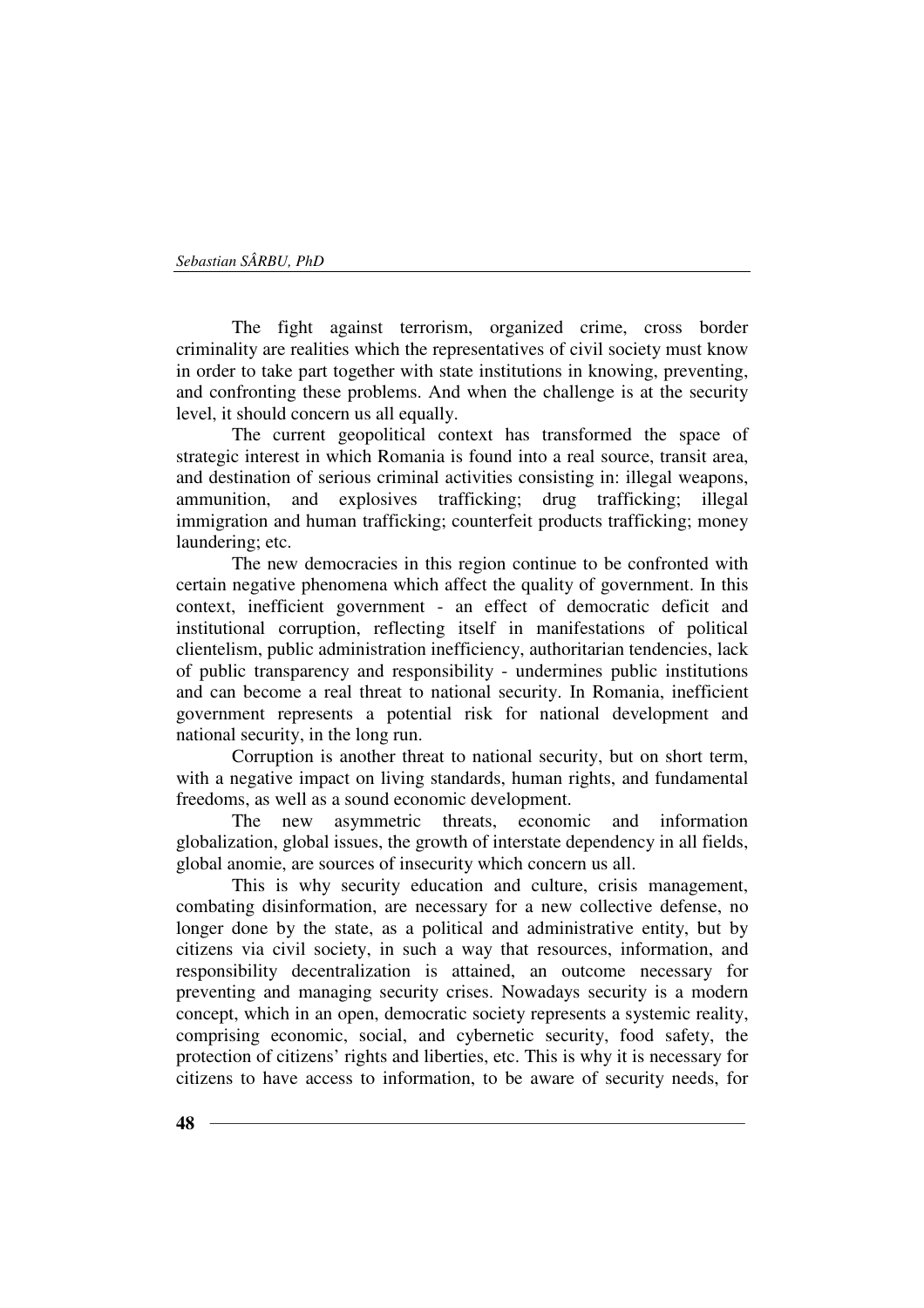The fight against terrorism, organized crime, cross border criminality are realities which the representatives of civil society must know in order to take part together with state institutions in knowing, preventing, and confronting these problems. And when the challenge is at the security level, it should concern us all equally.

The current geopolitical context has transformed the space of strategic interest in which Romania is found into a real source, transit area, and destination of serious criminal activities consisting in: illegal weapons, ammunition, and explosives trafficking; drug trafficking; illegal immigration and human trafficking; counterfeit products trafficking; money laundering; etc.

The new democracies in this region continue to be confronted with certain negative phenomena which affect the quality of government. In this context, inefficient government - an effect of democratic deficit and institutional corruption, reflecting itself in manifestations of political clientelism, public administration inefficiency, authoritarian tendencies, lack of public transparency and responsibility - undermines public institutions and can become a real threat to national security. In Romania, inefficient government represents a potential risk for national development and national security, in the long run.

Corruption is another threat to national security, but on short term, with a negative impact on living standards, human rights, and fundamental freedoms, as well as a sound economic development.

The new asymmetric threats, economic and information globalization, global issues, the growth of interstate dependency in all fields, global anomie, are sources of insecurity which concern us all.

This is why security education and culture, crisis management, combating disinformation, are necessary for a new collective defense, no longer done by the state, as a political and administrative entity, but by citizens via civil society, in such a way that resources, information, and responsibility decentralization is attained, an outcome necessary for preventing and managing security crises. Nowadays security is a modern concept, which in an open, democratic society represents a systemic reality, comprising economic, social, and cybernetic security, food safety, the protection of citizens' rights and liberties, etc. This is why it is necessary for citizens to have access to information, to be aware of security needs, for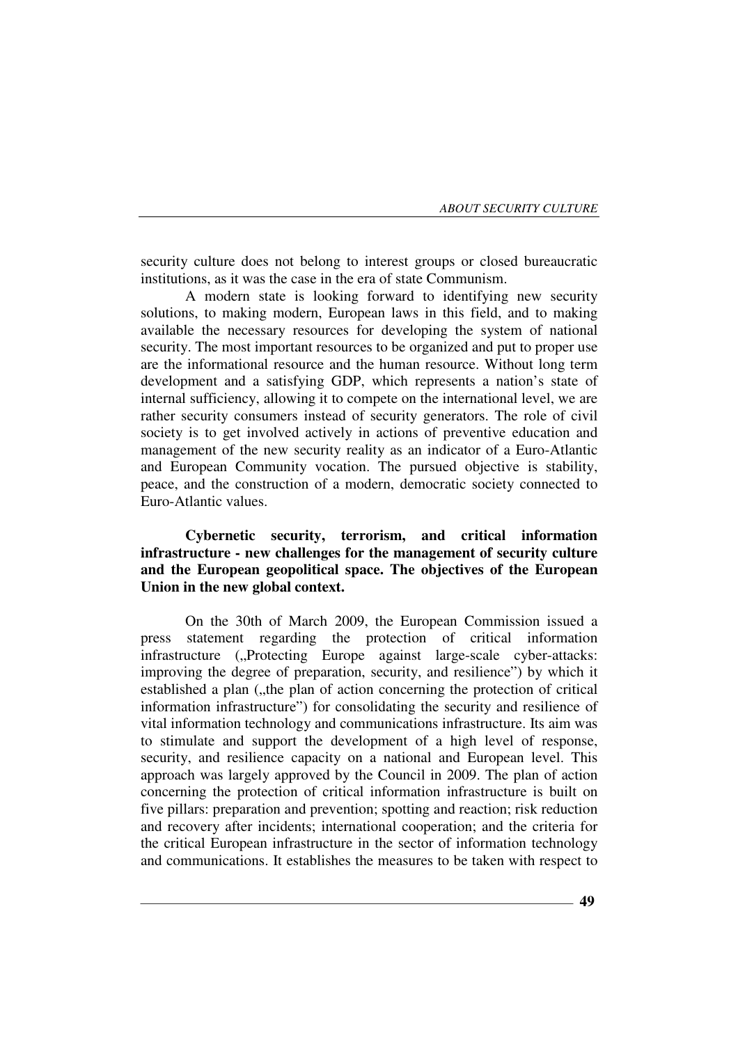security culture does not belong to interest groups or closed bureaucratic institutions, as it was the case in the era of state Communism.

A modern state is looking forward to identifying new security solutions, to making modern, European laws in this field, and to making available the necessary resources for developing the system of national security. The most important resources to be organized and put to proper use are the informational resource and the human resource. Without long term development and a satisfying GDP, which represents a nation's state of internal sufficiency, allowing it to compete on the international level, we are rather security consumers instead of security generators. The role of civil society is to get involved actively in actions of preventive education and management of the new security reality as an indicator of a Euro-Atlantic and European Community vocation. The pursued objective is stability, peace, and the construction of a modern, democratic society connected to Euro-Atlantic values.

**Cybernetic security, terrorism, and critical information infrastructure - new challenges for the management of security culture and the European geopolitical space. The objectives of the European Union in the new global context.**

On the 30th of March 2009, the European Commission issued a press statement regarding the protection of critical information infrastructure („Protecting Europe against large-scale cyber-attacks: improving the degree of preparation, security, and resilience") by which it established a plan („the plan of action concerning the protection of critical information infrastructure") for consolidating the security and resilience of vital information technology and communications infrastructure. Its aim was to stimulate and support the development of a high level of response, security, and resilience capacity on a national and European level. This approach was largely approved by the Council in 2009. The plan of action concerning the protection of critical information infrastructure is built on five pillars: preparation and prevention; spotting and reaction; risk reduction and recovery after incidents; international cooperation; and the criteria for the critical European infrastructure in the sector of information technology and communications. It establishes the measures to be taken with respect to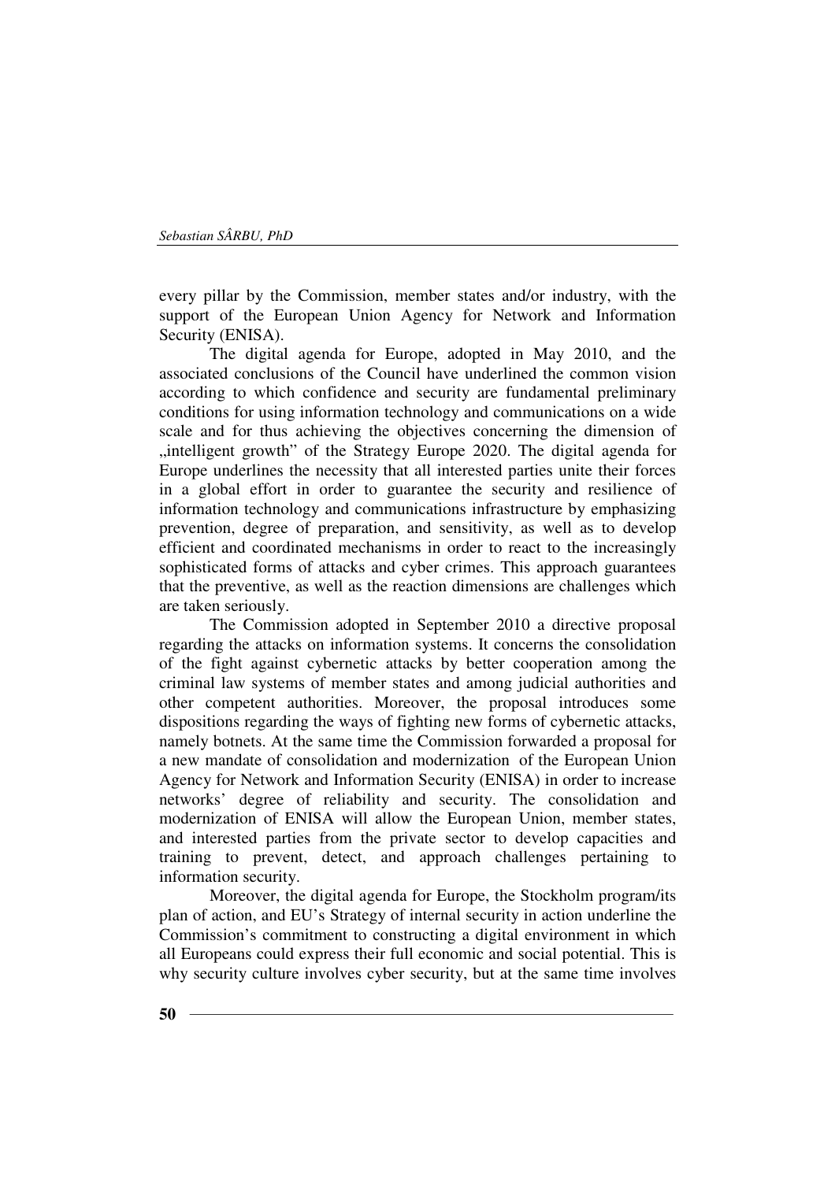every pillar by the Commission, member states and/or industry, with the support of the European Union Agency for Network and Information Security (ENISA).

The digital agenda for Europe, adopted in May 2010, and the associated conclusions of the Council have underlined the common vision according to which confidence and security are fundamental preliminary conditions for using information technology and communications on a wide scale and for thus achieving the objectives concerning the dimension of „intelligent growth" of the Strategy Europe 2020. The digital agenda for Europe underlines the necessity that all interested parties unite their forces in a global effort in order to guarantee the security and resilience of information technology and communications infrastructure by emphasizing prevention, degree of preparation, and sensitivity, as well as to develop efficient and coordinated mechanisms in order to react to the increasingly sophisticated forms of attacks and cyber crimes. This approach guarantees that the preventive, as well as the reaction dimensions are challenges which are taken seriously.

The Commission adopted in September 2010 a directive proposal regarding the attacks on information systems. It concerns the consolidation of the fight against cybernetic attacks by better cooperation among the criminal law systems of member states and among judicial authorities and other competent authorities. Moreover, the proposal introduces some dispositions regarding the ways of fighting new forms of cybernetic attacks, namely botnets. At the same time the Commission forwarded a proposal for a new mandate of consolidation and modernization of the European Union Agency for Network and Information Security (ENISA) in order to increase networks' degree of reliability and security. The consolidation and modernization of ENISA will allow the European Union, member states, and interested parties from the private sector to develop capacities and training to prevent, detect, and approach challenges pertaining to information security.

Moreover, the digital agenda for Europe, the Stockholm program/its plan of action, and EU's Strategy of internal security in action underline the Commission's commitment to constructing a digital environment in which all Europeans could express their full economic and social potential. This is why security culture involves cyber security, but at the same time involves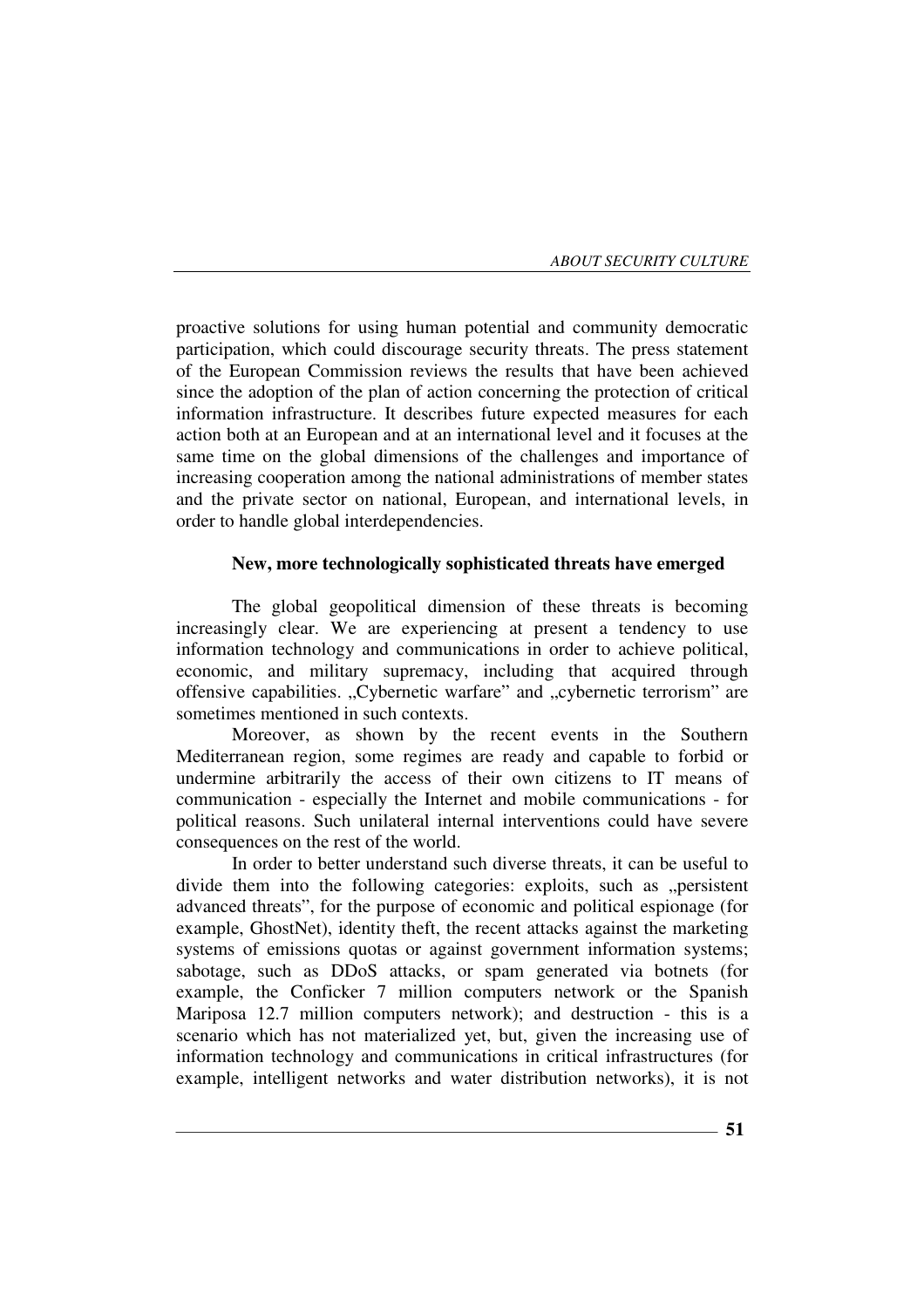proactive solutions for using human potential and community democratic participation, which could discourage security threats. The press statement of the European Commission reviews the results that have been achieved since the adoption of the plan of action concerning the protection of critical information infrastructure. It describes future expected measures for each action both at an European and at an international level and it focuses at the same time on the global dimensions of the challenges and importance of increasing cooperation among the national administrations of member states and the private sector on national, European, and international levels, in order to handle global interdependencies.

### New, more technologically sophisticated threats have emerged

The global geopolitical dimension of these threats is becoming increasingly clear. We are experiencing at present a tendency to use information technology and communications in order to achieve political, economic, and military supremacy, including that acquired through offensive capabilities. „Cybernetic warfare" and „cybernetic terrorism" are sometimes mentioned in such contexts.

Moreover, as shown by the recent events in the Southern Mediterranean region, some regimes are ready and capable to forbid or undermine arbitrarily the access of their own citizens to IT means of communication - especially the Internet and mobile communications - for political reasons. Such unilateral internal interventions could have severe consequences on the rest of the world.

In order to better understand such diverse threats, it can be useful to divide them into the following categories: exploits, such as „persistent advanced threats", for the purpose of economic and political espionage (for example, GhostNet), identity theft, the recent attacks against the marketing systems of emissions quotas or against government information systems; sabotage, such as DDoS attacks, or spam generated via botnets (for example, the Conficker 7 million computers network or the Spanish Mariposa 12.7 million computers network); and destruction - this is a scenario which has not materialized yet, but, given the increasing use of information technology and communications in critical infrastructures (for example, intelligent networks and water distribution networks), it is not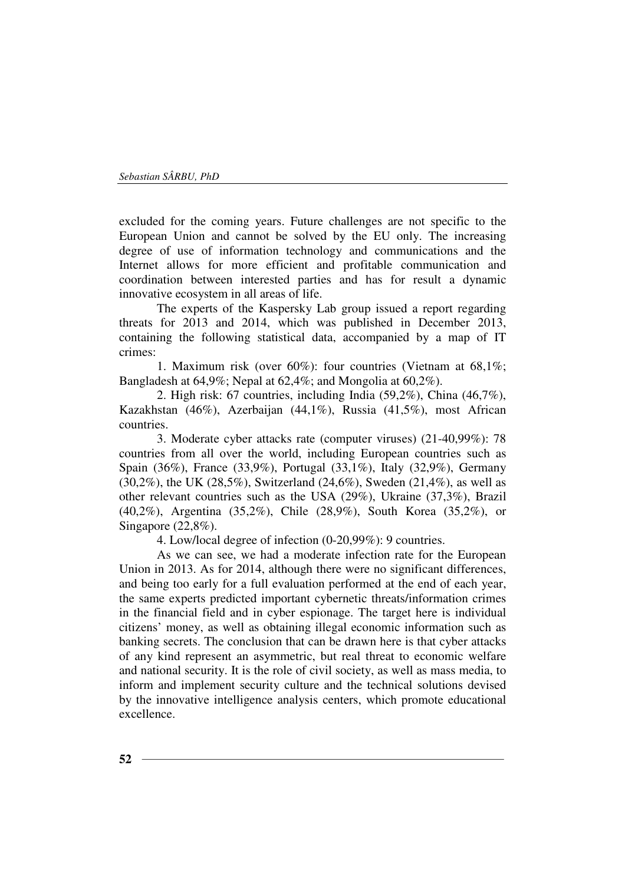excluded for the coming years. Future challenges are not specific to the European Union and cannot be solved by the EU only. The increasing degree of use of information technology and communications and the Internet allows for more efficient and profitable communication and coordination between interested parties and has for result a dynamic innovative ecosystem in all areas of life.

The experts of the Kaspersky Lab group issued a report regarding threats for 2013 and 2014, which was published in December 2013, containing the following statistical data, accompanied by a map of IT crimes:

1. Maximum risk (over 60%): four countries (Vietnam at 68,1%; Bangladesh at 64,9%; Nepal at 62,4%; and Mongolia at 60,2%).
2. High risk: 67 countries, including India (59,2%), China (46,7%), Kazakhstan (46%), Azerbaijan (44,1%), Russia (41,5%), most African countries.
3. Moderate cyber attacks rate (computer viruses) (21-40,99%): 78 countries from all over the world, including European countries such as Spain (36%), France (33,9%), Portugal (33,1%), Italy (32,9%), Germany (30,2%), the UK (28,5%), Switzerland (24,6%), Sweden (21,4%), as well as other relevant countries such as the USA (29%), Ukraine (37,3%), Brazil (40,2%), Argentina (35,2%), Chile (28,9%), South Korea (35,2%), or Singapore (22,8%).
4. Low/local degree of infection (0-20,99%): 9 countries.

As we can see, we had a moderate infection rate for the European Union in 2013. As for 2014, although there were no significant differences, and being too early for a full evaluation performed at the end of each year, the same experts predicted important cybernetic threats/information crimes in the financial field and in cyber espionage. The target here is individual citizens' money, as well as obtaining illegal economic information such as banking secrets. The conclusion that can be drawn here is that cyber attacks of any kind represent an asymmetric, but real threat to economic welfare and national security. It is the role of civil society, as well as mass media, to inform and implement security culture and the technical solutions devised by the innovative intelligence analysis centers, which promote educational excellence.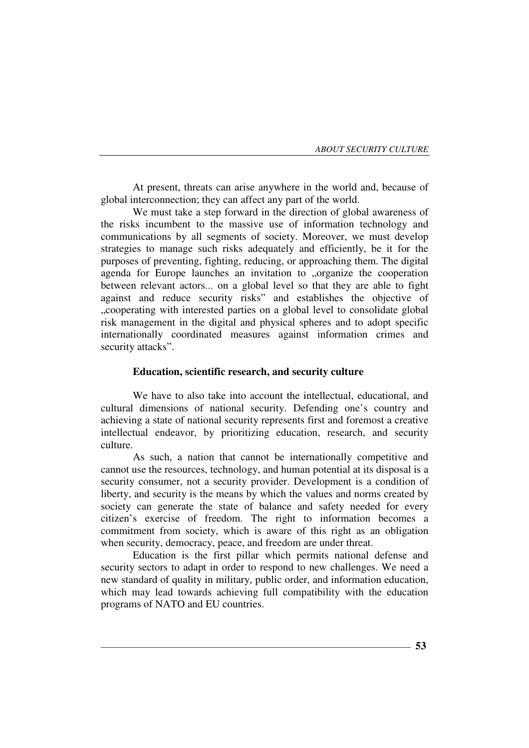At present, threats can arise anywhere in the world and, because of global interconnection; they can affect any part of the world.

We must take a step forward in the direction of global awareness of the risks incumbent to the massive use of information technology and communications by all segments of society. Moreover, we must develop strategies to manage such risks adequately and efficiently, be it for the purposes of preventing, fighting, reducing, or approaching them. The digital agenda for Europe launches an invitation to „organize the cooperation between relevant actors... on a global level so that they are able to fight against and reduce security risks" and establishes the objective of „cooperating with interested parties on a global level to consolidate global risk management in the digital and physical spheres and to adopt specific internationally coordinated measures against information crimes and security attacks".

**Education, scientific research, and security culture**

We have to also take into account the intellectual, educational, and cultural dimensions of national security. Defending one's country and achieving a state of national security represents first and foremost a creative intellectual endeavor, by prioritizing education, research, and security culture.

As such, a nation that cannot be internationally competitive and cannot use the resources, technology, and human potential at its disposal is a security consumer, not a security provider. Development is a condition of liberty, and security is the means by which the values and norms created by society can generate the state of balance and safety needed for every citizen's exercise of freedom. The right to information becomes a commitment from society, which is aware of this right as an obligation when security, democracy, peace, and freedom are under threat.

Education is the first pillar which permits national defense and security sectors to adapt in order to respond to new challenges. We need a new standard of quality in military, public order, and information education, which may lead towards achieving full compatibility with the education programs of NATO and EU countries.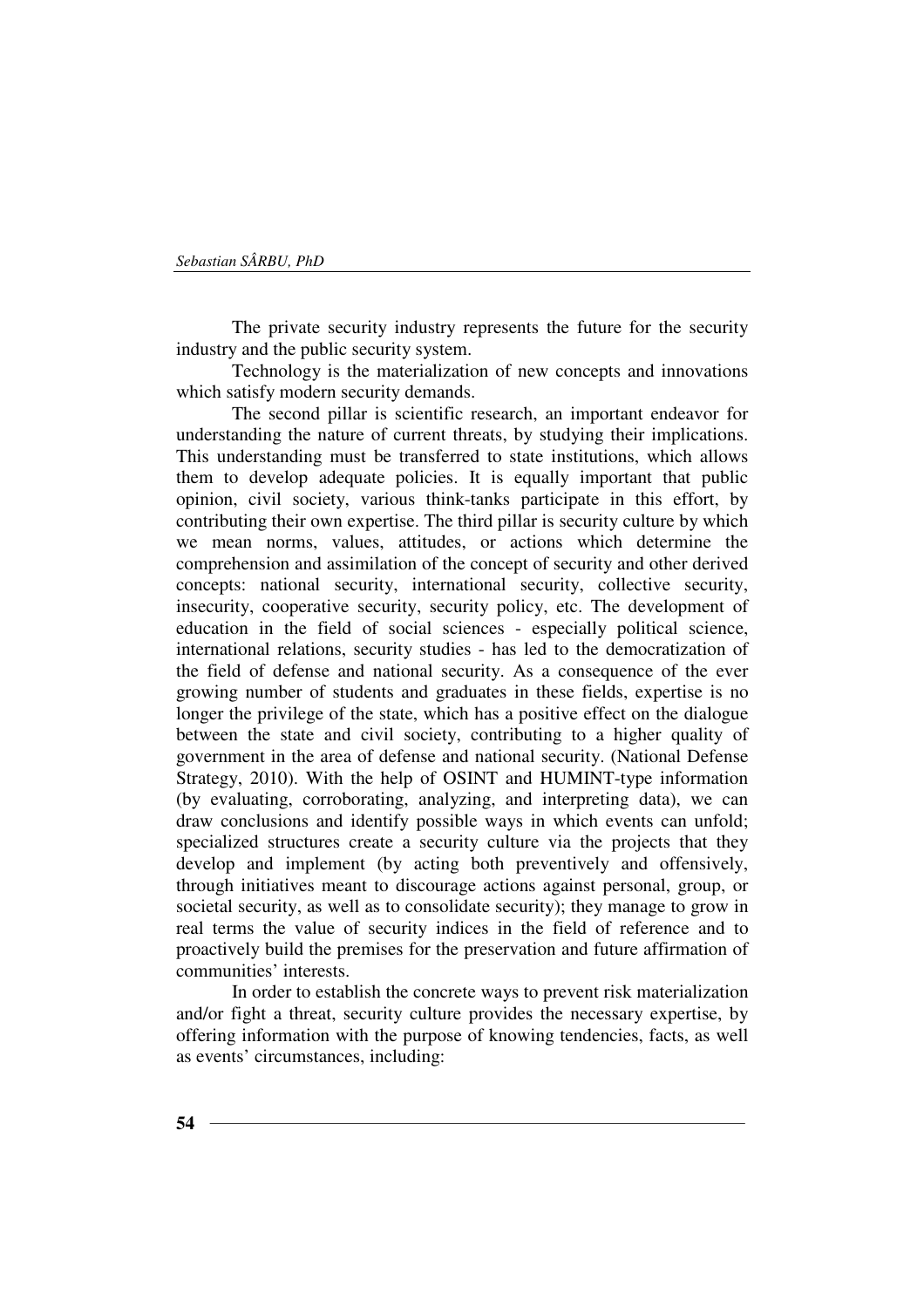The private security industry represents the future for the security industry and the public security system.

Technology is the materialization of new concepts and innovations which satisfy modern security demands.

The second pillar is scientific research, an important endeavor for understanding the nature of current threats, by studying their implications. This understanding must be transferred to state institutions, which allows them to develop adequate policies. It is equally important that public opinion, civil society, various think-tanks participate in this effort, by contributing their own expertise. The third pillar is security culture by which we mean norms, values, attitudes, or actions which determine the comprehension and assimilation of the concept of security and other derived concepts: national security, international security, collective security, insecurity, cooperative security, security policy, etc. The development of education in the field of social sciences - especially political science, international relations, security studies - has led to the democratization of the field of defense and national security. As a consequence of the ever growing number of students and graduates in these fields, expertise is no longer the privilege of the state, which has a positive effect on the dialogue between the state and civil society, contributing to a higher quality of government in the area of defense and national security. (National Defense Strategy, 2010). With the help of OSINT and HUMINT-type information (by evaluating, corroborating, analyzing, and interpreting data), we can draw conclusions and identify possible ways in which events can unfold; specialized structures create a security culture via the projects that they develop and implement (by acting both preventively and offensively, through initiatives meant to discourage actions against personal, group, or societal security, as well as to consolidate security); they manage to grow in real terms the value of security indices in the field of reference and to proactively build the premises for the preservation and future affirmation of communities' interests.

In order to establish the concrete ways to prevent risk materialization and/or fight a threat, security culture provides the necessary expertise, by offering information with the purpose of knowing tendencies, facts, as well as events' circumstances, including: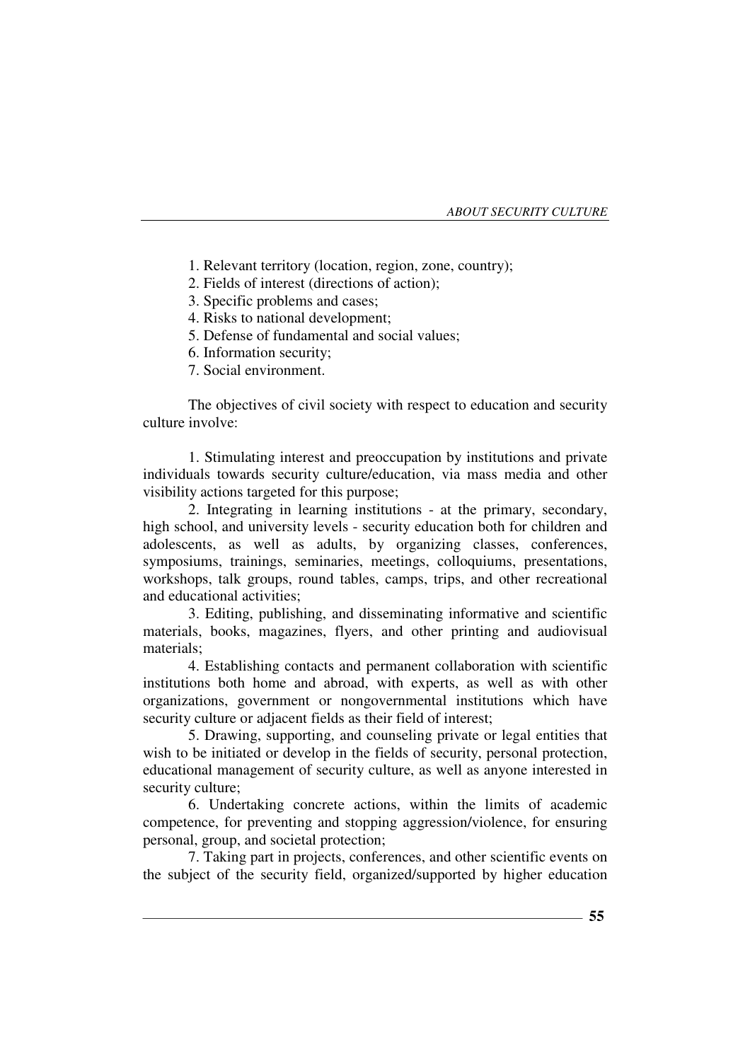1. Relevant territory (location, region, zone, country);
2. Fields of interest (directions of action);
3. Specific problems and cases;
4. Risks to national development;
5. Defense of fundamental and social values;
6. Information security;
7. Social environment.

The objectives of civil society with respect to education and security culture involve:

1. Stimulating interest and preoccupation by institutions and private individuals towards security culture/education, via mass media and other visibility actions targeted for this purpose;
2. Integrating in learning institutions - at the primary, secondary, high school, and university levels - security education both for children and adolescents, as well as adults, by organizing classes, conferences, symposiums, trainings, seminaries, meetings, colloquiums, presentations, workshops, talk groups, round tables, camps, trips, and other recreational and educational activities;
3. Editing, publishing, and disseminating informative and scientific materials, books, magazines, flyers, and other printing and audiovisual materials;
4. Establishing contacts and permanent collaboration with scientific institutions both home and abroad, with experts, as well as with other organizations, government or nongovernmental institutions which have security culture or adjacent fields as their field of interest;
5. Drawing, supporting, and counseling private or legal entities that wish to be initiated or develop in the fields of security, personal protection, educational management of security culture, as well as anyone interested in security culture;
6. Undertaking concrete actions, within the limits of academic competence, for preventing and stopping aggression/violence, for ensuring personal, group, and societal protection;
7. Taking part in projects, conferences, and other scientific events on the subject of the security field, organized/supported by higher education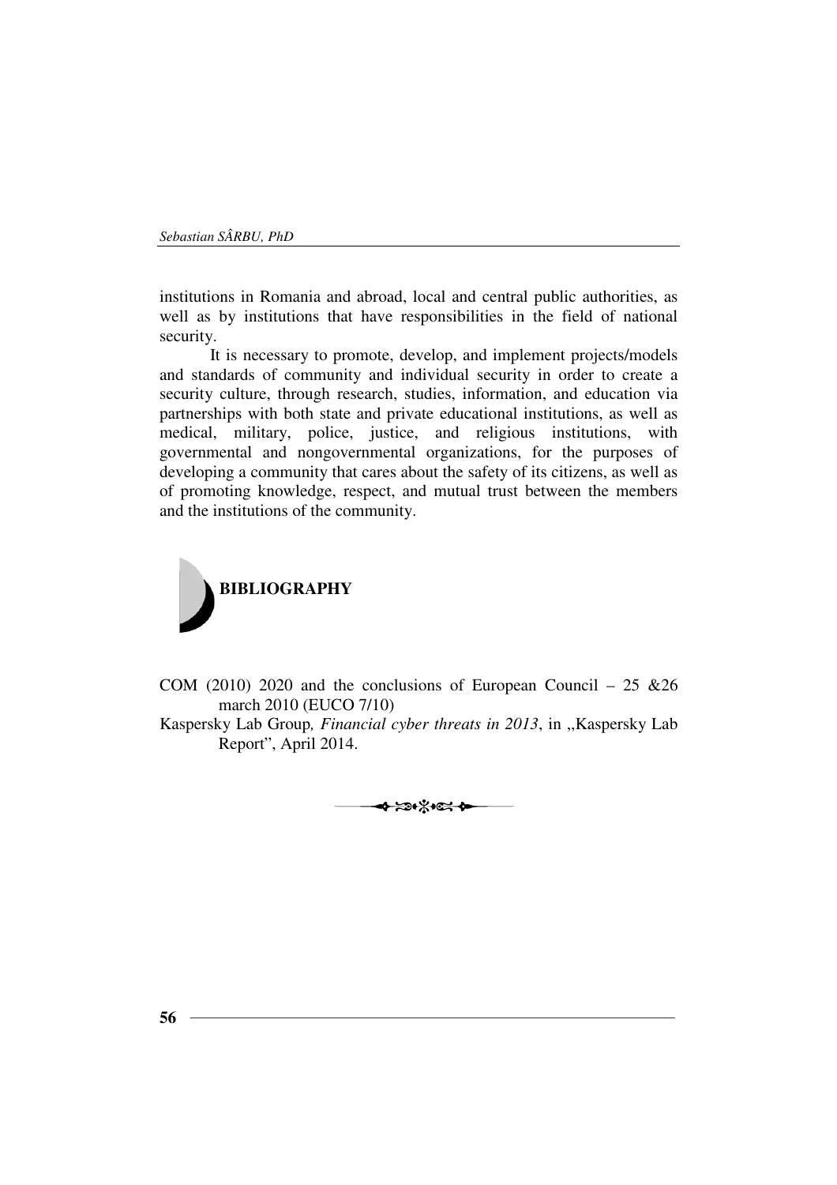institutions in Romania and abroad, local and central public authorities, as well as by institutions that have responsibilities in the field of national security.

It is necessary to promote, develop, and implement projects/models and standards of community and individual security in order to create a security culture, through research, studies, information, and education via partnerships with both state and private educational institutions, as well as medical, military, police, justice, and religious institutions, with governmental and nongovernmental organizations, for the purposes of developing a community that cares about the safety of its citizens, as well as of promoting knowledge, respect, and mutual trust between the members and the institutions of the community.

## BIBLIOGRAPHY

COM (2010) 2020 and the conclusions of European Council – 25 &26 march 2010 (EUCO 7/10)

Kaspersky Lab Group*, Financial cyber threats in 2013*, in ,,Kaspersky Lab Report", April 2014.